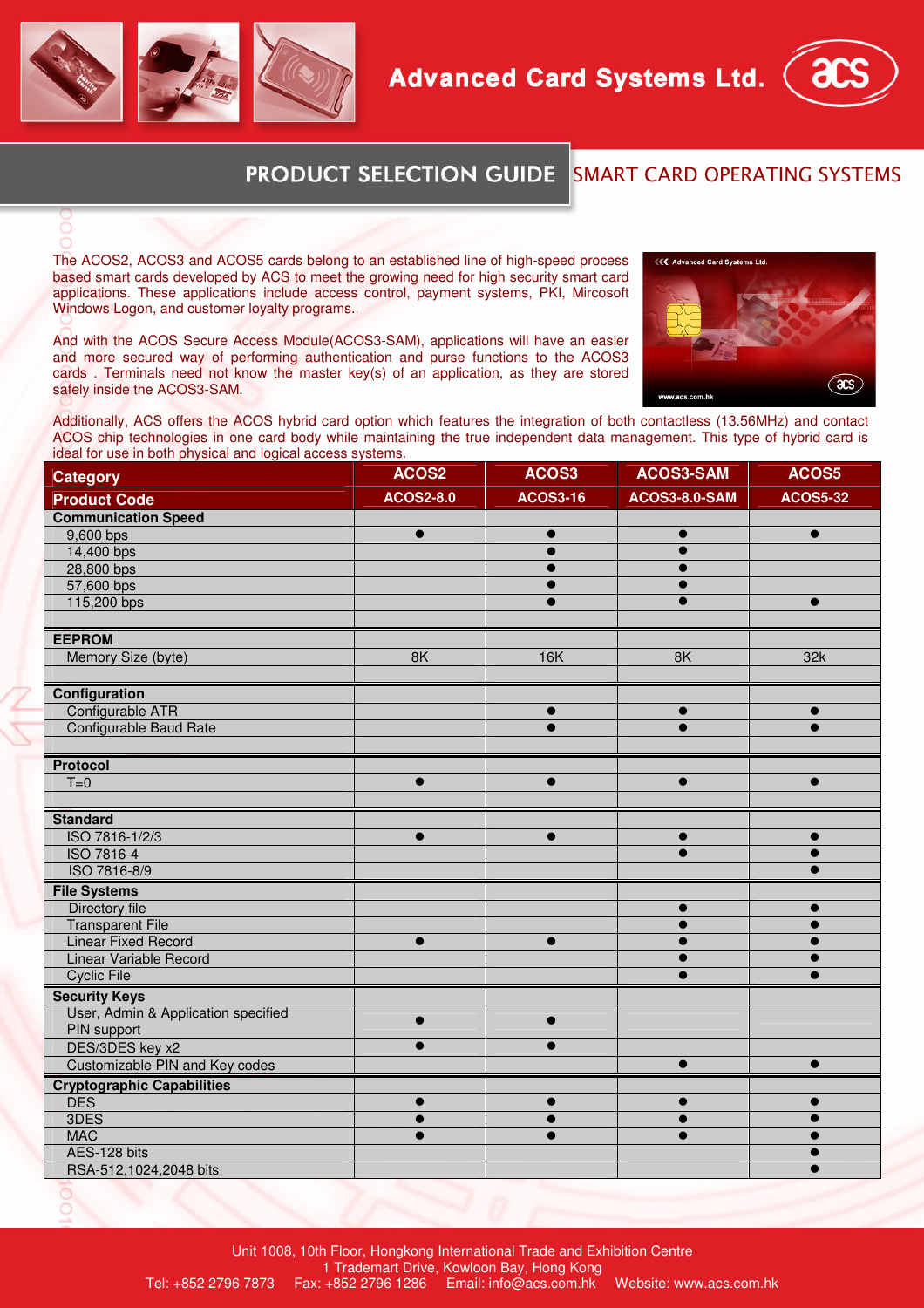# Advanced Card Systems Ltd.

## PRODUCT SELECTION GUIDE SMART CARD OPERATING SYSTEMS

The ACOS2, ACOS3 and ACOS5 cards belong to an established line of high-speed process based smart cards developed by ACS to meet the growing need for high security smart card applications. These applications include access control, payment systems, PKI, Mircosoft Windows Logon, and customer loyalty programs.

And with the ACOS Secure Access Module(ACOS3-SAM), applications will have an easier and more secured way of performing authentication and purse functions to the ACOS3 cards . Terminals need not know the master key(s) of an application, as they are stored safely inside the ACOS3-SAM.

Additionally, ACS offers the ACOS hybrid card option which features the integration of both contactless (13.56MHz) and contact ACOS chip technologies in one card body while maintaining the true independent data management. This type of hybrid card is ideal for use in both physical and logical access systems.

| Category | ACOS2 | ACOS3 | ACOS3-SAM | ACOS5 |
|---|---|---|---|---|
| **Product Code** | **ACOS2-8.0** | **ACOS3-16** | **ACOS3-8.0-SAM** | **ACOS5-32** |
| **Communication Speed** | | | | |
| 9,600 bps | ● | ● | ● | ● |
| 14,400 bps | | ● | ● | |
| 28,800 bps | | ● | ● | |
| 57,600 bps | | ● | ● | |
| 115,200 bps | | ● | ● | ● |
| **EEPROM** | | | | |
| Memory Size (byte) | 8K | 16K | 8K | 32k |
| **Configuration** | | | | |
| Configurable ATR | | ● | ● | ● |
| Configurable Baud Rate | | ● | ● | ● |
| **Protocol** | | | | |
| T=0 | ● | ● | ● | ● |
| **Standard** | | | | |
| ISO 7816-1/2/3 | ● | ● | ● | ● |
| ISO 7816-4 | | | ● | ● |
| ISO 7816-8/9 | | | | ● |
| **File Systems** | | | | |
| Directory file | | | ● | ● |
| Transparent File | | | ● | ● |
| Linear Fixed Record | ● | ● | ● | ● |
| Linear Variable Record | | | ● | ● |
| Cyclic File | | | ● | ● |
| **Security Keys** | | | | |
| User, Admin & Application specified PIN support | ● | ● | | |
| DES/3DES key x2 | ● | ● | | |
| Customizable PIN and Key codes | | | ● | ● |
| **Cryptographic Capabilities** | | | | |
| DES | ● | ● | ● | ● |
| 3DES | ● | ● | ● | ● |
| MAC | ● | ● | ● | ● |
| AES-128 bits | | | | ● |
| RSA-512,1024,2048 bits | | | | ● |

Unit 1008, 10th Floor, Hongkong International Trade and Exhibition Centre
1 Trademart Drive, Kowloon Bay, Hong Kong
Tel: +852 2796 7873 Fax: +852 2796 1286 Email: info@acs.com.hk Website: www.acs.com.hk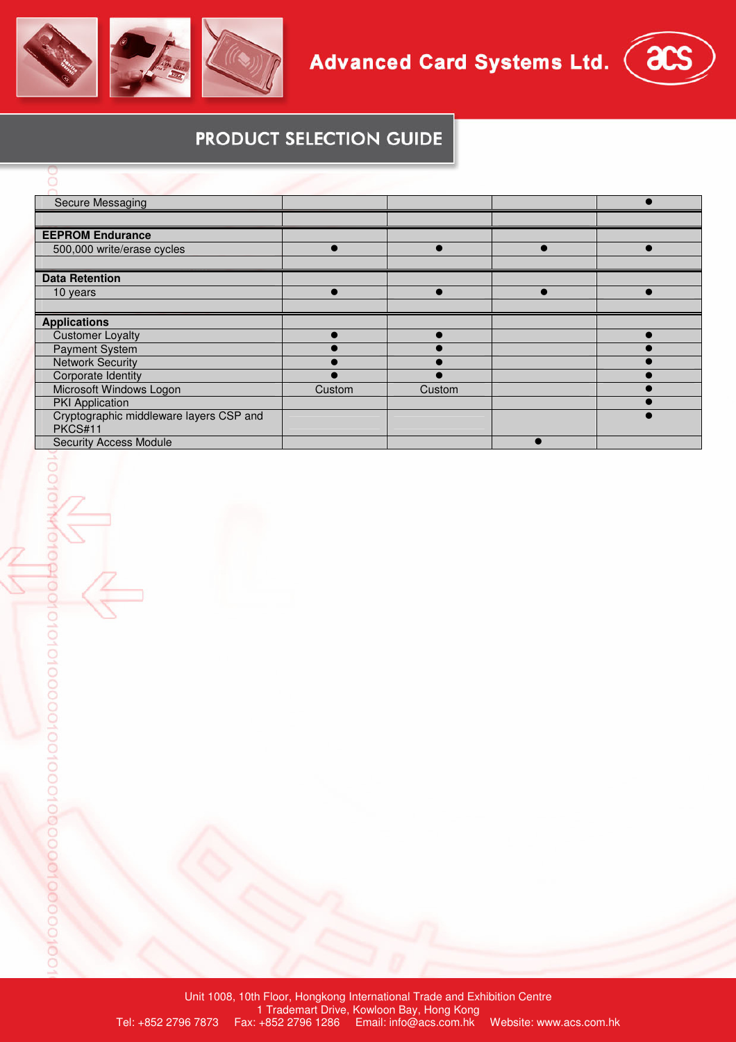## PRODUCT SELECTION GUIDE

| | | | | |
|---|---|---|---|---|
| Secure Messaging | | | | ● |
| | | | | |
| **EEPROM Endurance** | | | | |
| 500,000 write/erase cycles | ● | ● | ● | ● |
| | | | | |
| **Data Retention** | | | | |
| 10 years | ● | ● | ● | ● |
| | | | | |
| **Applications** | | | | |
| Customer Loyalty | ● | ● | | ● |
| Payment System | ● | ● | | ● |
| Network Security | ● | ● | | ● |
| Corporate Identity | ● | ● | | ● |
| Microsoft Windows Logon | Custom | Custom | | ● |
| PKI Application | | | | ● |
| Cryptographic middleware layers CSP and PKCS#11 | | | | ● |
| Security Access Module | | | ● | |

Unit 1008, 10th Floor, Hongkong International Trade and Exhibition Centre
1 Trademart Drive, Kowloon Bay, Hong Kong
Tel: +852 2796 7873 Fax: +852 2796 1286 Email: info@acs.com.hk Website: www.acs.com.hk